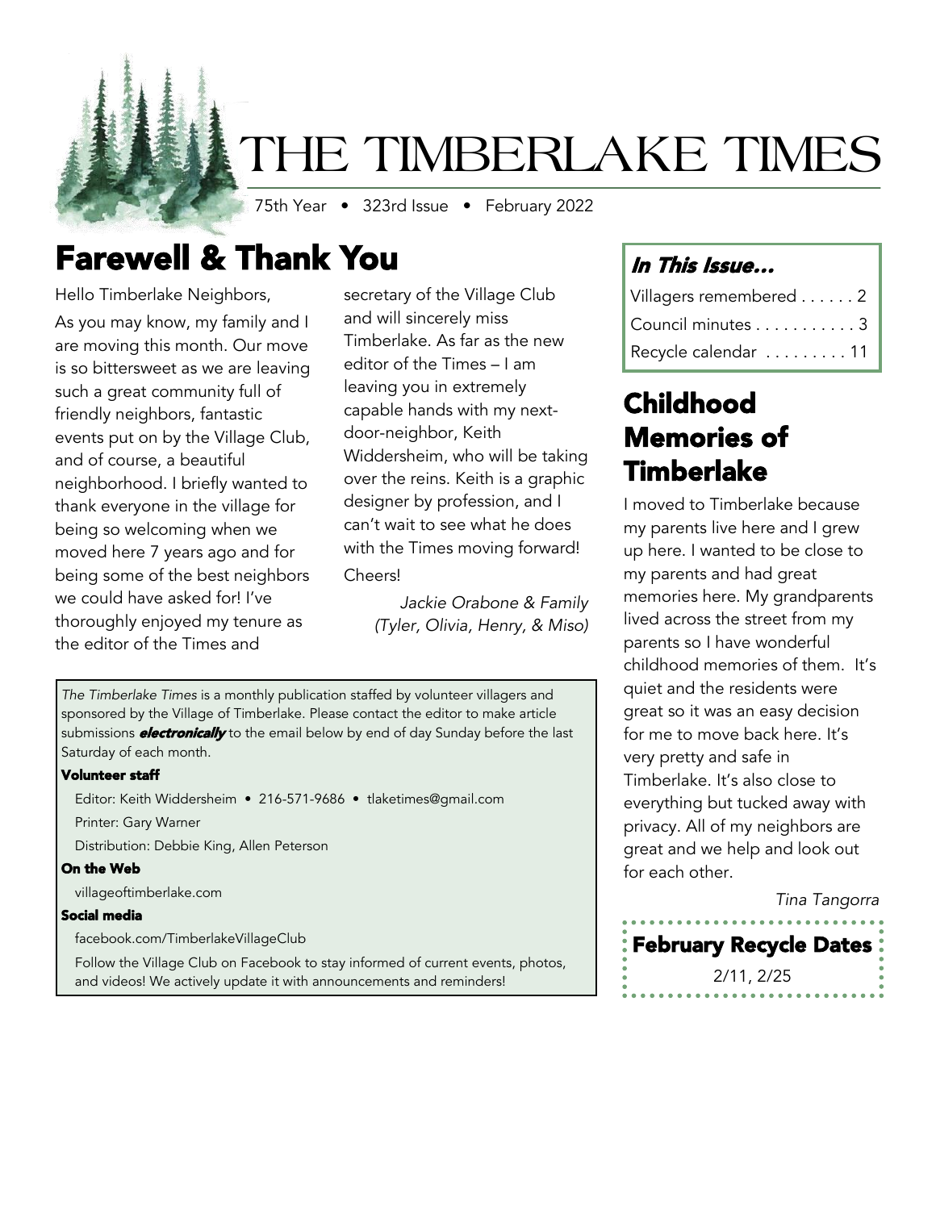# THE TIMBERLAKE TIMES

75th Year • 323rd Issue • February 2022

## Farewell & Thank You

Hello Timberlake Neighbors,

As you may know, my family and I are moving this month. Our move is so bittersweet as we are leaving such a great community full of friendly neighbors, fantastic events put on by the Village Club, and of course, a beautiful neighborhood. I briefly wanted to thank everyone in the village for being so welcoming when we moved here 7 years ago and for being some of the best neighbors we could have asked for! I've thoroughly enjoyed my tenure as the editor of the Times and secretary of the Village Club and will sincerely miss Timberlake. As far as the new editor of the Times – I am leaving you in extremely capable hands with my next-door-neighbor, Keith Widdersheim, who will be taking over the reins. Keith is a graphic designer by profession, and I can't wait to see what he does with the Times moving forward!

Cheers!

*Jackie Orabone & Family*
*(Tyler, Olivia, Henry, & Miso)*

*The Timberlake Times* is a monthly publication staffed by volunteer villagers and sponsored by the Village of Timberlake. Please contact the editor to make article submissions ***electronically*** to the email below by end of day Sunday before the last Saturday of each month.

**Volunteer staff**

Editor: Keith Widdersheim • 216-571-9686 • tlaketimes@gmail.com

Printer: Gary Warner

Distribution: Debbie King, Allen Peterson

**On the Web**

villageoftimberlake.com

**Social media**

facebook.com/TimberlakeVillageClub

Follow the Village Club on Facebook to stay informed of current events, photos, and videos! We actively update it with announcements and reminders!

### *In This Issue...*

| | |
|---|---|
| Villagers remembered | 2 |
| Council minutes | 3 |
| Recycle calendar | 11 |

## Childhood Memories of Timberlake

I moved to Timberlake because my parents live here and I grew up here. I wanted to be close to my parents and had great memories here. My grandparents lived across the street from my parents so I have wonderful childhood memories of them. It's quiet and the residents were great so it was an easy decision for me to move back here. It's very pretty and safe in Timberlake. It's also close to everything but tucked away with privacy. All of my neighbors are great and we help and look out for each other.

*Tina Tangorra*

**February Recycle Dates**

2/11, 2/25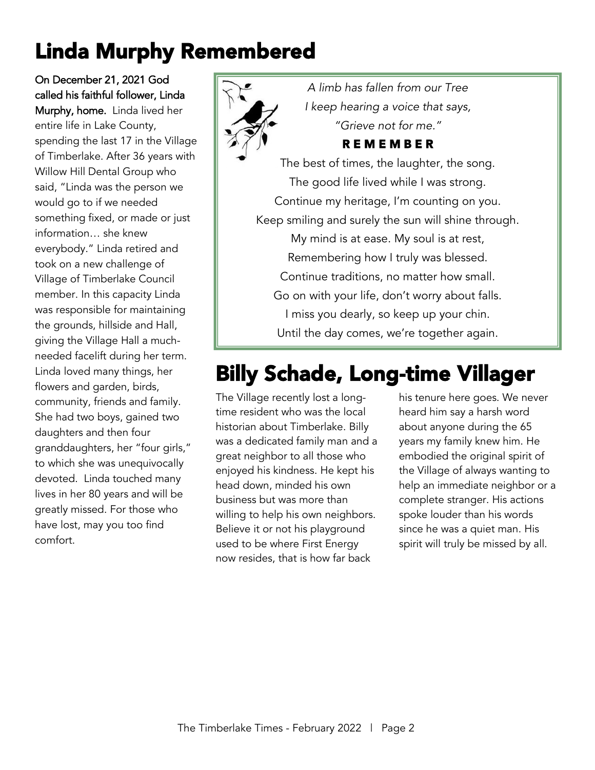# Linda Murphy Remembered

**On December 21, 2021 God called his faithful follower, Linda Murphy, home.** Linda lived her entire life in Lake County, spending the last 17 in the Village of Timberlake. After 36 years with Willow Hill Dental Group who said, "Linda was the person we would go to if we needed something fixed, or made or just information… she knew everybody." Linda retired and took on a new challenge of Village of Timberlake Council member. In this capacity Linda was responsible for maintaining the grounds, hillside and Hall, giving the Village Hall a much-needed facelift during her term. Linda loved many things, her flowers and garden, birds, community, friends and family. She had two boys, gained two daughters and then four granddaughters, her "four girls," to which she was unequivocally devoted. Linda touched many lives in her 80 years and will be greatly missed. For those who have lost, may you too find comfort.

*A limb has fallen from our Tree*
*I keep hearing a voice that says,*
*"Grieve not for me."*

**REMEMBER**

The best of times, the laughter, the song.
The good life lived while I was strong.
Continue my heritage, I'm counting on you.
Keep smiling and surely the sun will shine through.
My mind is at ease. My soul is at rest,
Remembering how I truly was blessed.
Continue traditions, no matter how small.
Go on with your life, don't worry about falls.
I miss you dearly, so keep up your chin.
Until the day comes, we're together again.

# Billy Schade, Long-time Villager

The Village recently lost a long-time resident who was the local historian about Timberlake. Billy was a dedicated family man and a great neighbor to all those who enjoyed his kindness. He kept his head down, minded his own business but was more than willing to help his own neighbors. Believe it or not his playground used to be where First Energy now resides, that is how far back his tenure here goes. We never heard him say a harsh word about anyone during the 65 years my family knew him. He embodied the original spirit of the Village of always wanting to help an immediate neighbor or a complete stranger. His actions spoke louder than his words since he was a quiet man. His spirit will truly be missed by all.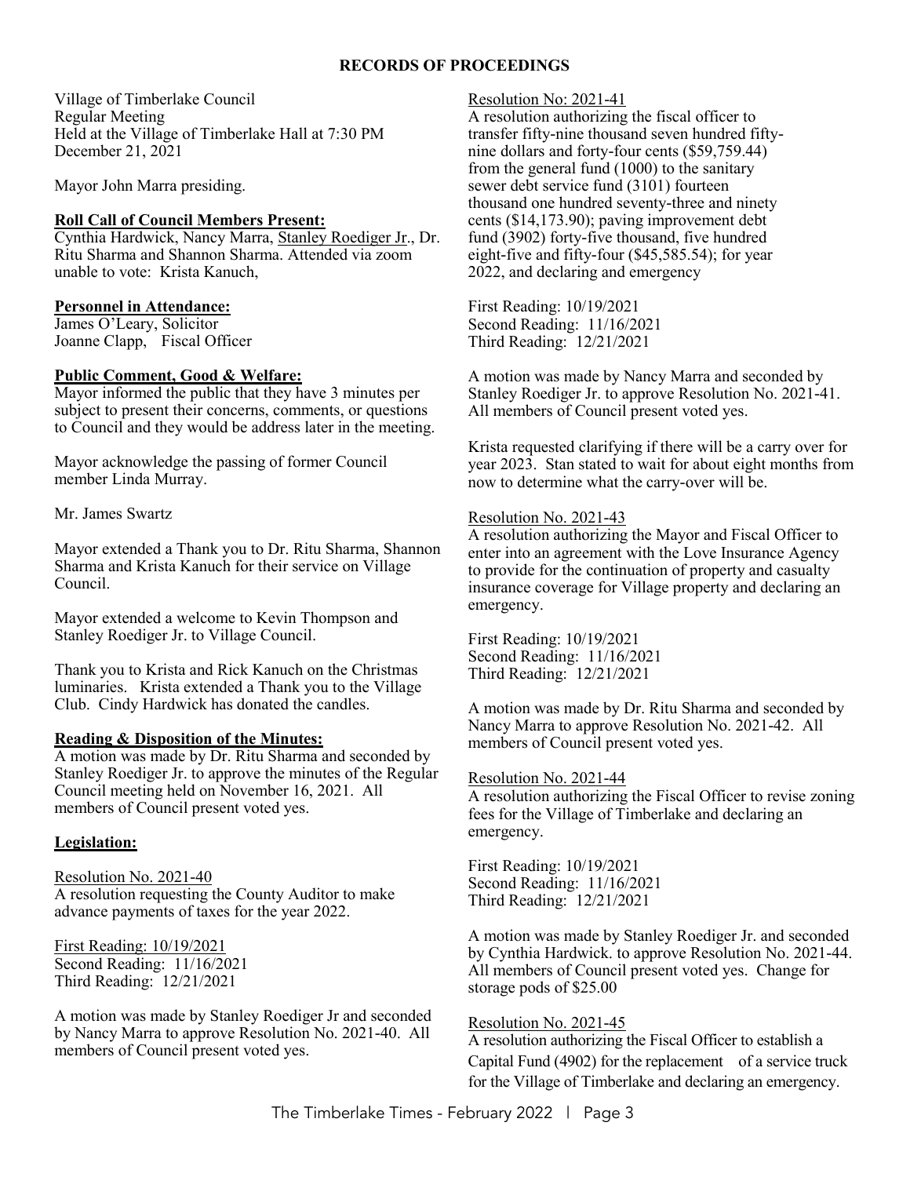## RECORDS OF PROCEEDINGS

Village of Timberlake Council
Regular Meeting
Held at the Village of Timberlake Hall at 7:30 PM
December 21, 2021

Mayor John Marra presiding.

**Roll Call of Council Members Present:**
Cynthia Hardwick, Nancy Marra, Stanley Roediger Jr., Dr. Ritu Sharma and Shannon Sharma. Attended via zoom unable to vote: Krista Kanuch,

**Personnel in Attendance:**
James O'Leary, Solicitor
Joanne Clapp, Fiscal Officer

**Public Comment, Good & Welfare:**
Mayor informed the public that they have 3 minutes per subject to present their concerns, comments, or questions to Council and they would be address later in the meeting.

Mayor acknowledge the passing of former Council member Linda Murray.

Mr. James Swartz

Mayor extended a Thank you to Dr. Ritu Sharma, Shannon Sharma and Krista Kanuch for their service on Village Council.

Mayor extended a welcome to Kevin Thompson and Stanley Roediger Jr. to Village Council.

Thank you to Krista and Rick Kanuch on the Christmas luminaries. Krista extended a Thank you to the Village Club. Cindy Hardwick has donated the candles.

**Reading & Disposition of the Minutes:**
A motion was made by Dr. Ritu Sharma and seconded by Stanley Roediger Jr. to approve the minutes of the Regular Council meeting held on November 16, 2021. All members of Council present voted yes.

**Legislation:**

Resolution No. 2021-40
A resolution requesting the County Auditor to make advance payments of taxes for the year 2022.

First Reading: 10/19/2021
Second Reading: 11/16/2021
Third Reading: 12/21/2021

A motion was made by Stanley Roediger Jr and seconded by Nancy Marra to approve Resolution No. 2021-40. All members of Council present voted yes.

Resolution No: 2021-41
A resolution authorizing the fiscal officer to transfer fifty-nine thousand seven hundred fifty-nine dollars and forty-four cents ($59,759.44) from the general fund (1000) to the sanitary sewer debt service fund (3101) fourteen thousand one hundred seventy-three and ninety cents ($14,173.90); paving improvement debt fund (3902) forty-five thousand, five hundred eight-five and fifty-four ($45,585.54); for year 2022, and declaring and emergency

First Reading: 10/19/2021
Second Reading: 11/16/2021
Third Reading: 12/21/2021

A motion was made by Nancy Marra and seconded by Stanley Roediger Jr. to approve Resolution No. 2021-41. All members of Council present voted yes.

Krista requested clarifying if there will be a carry over for year 2023. Stan stated to wait for about eight months from now to determine what the carry-over will be.

Resolution No. 2021-43
A resolution authorizing the Mayor and Fiscal Officer to enter into an agreement with the Love Insurance Agency to provide for the continuation of property and casualty insurance coverage for Village property and declaring an emergency.

First Reading: 10/19/2021
Second Reading: 11/16/2021
Third Reading: 12/21/2021

A motion was made by Dr. Ritu Sharma and seconded by Nancy Marra to approve Resolution No. 2021-42. All members of Council present voted yes.

Resolution No. 2021-44
A resolution authorizing the Fiscal Officer to revise zoning fees for the Village of Timberlake and declaring an emergency.

First Reading: 10/19/2021
Second Reading: 11/16/2021
Third Reading: 12/21/2021

A motion was made by Stanley Roediger Jr. and seconded by Cynthia Hardwick. to approve Resolution No. 2021-44. All members of Council present voted yes. Change for storage pods of $25.00

Resolution No. 2021-45
A resolution authorizing the Fiscal Officer to establish a Capital Fund (4902) for the replacement of a service truck for the Village of Timberlake and declaring an emergency.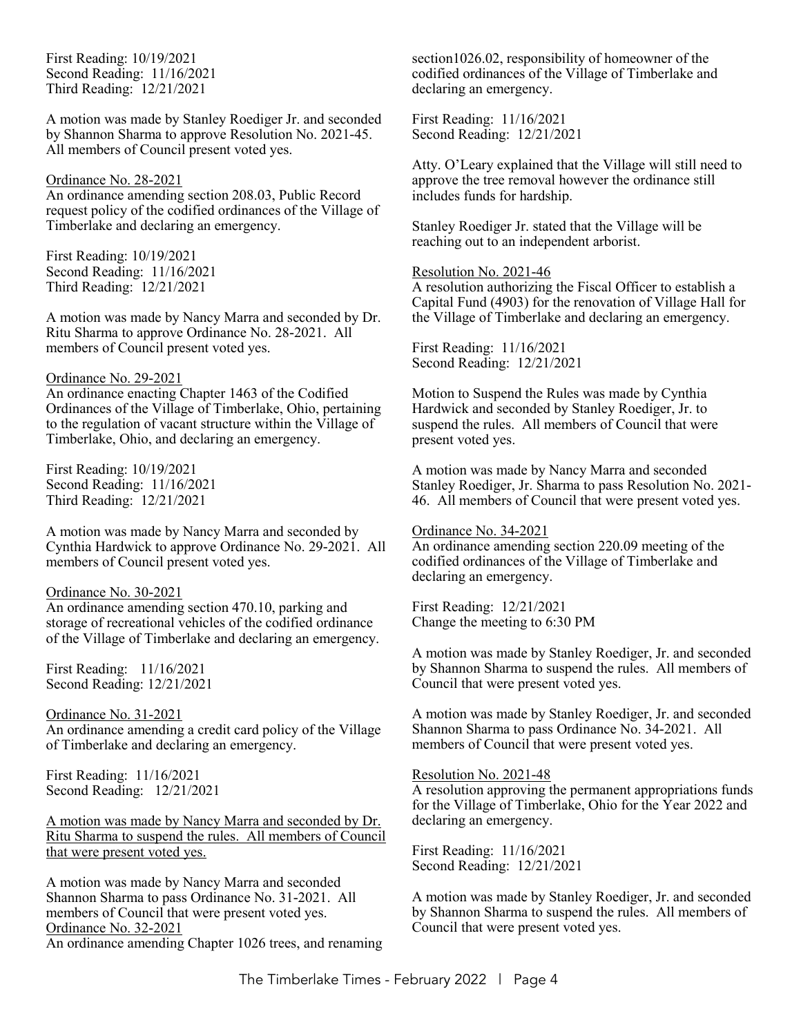First Reading: 10/19/2021
Second Reading: 11/16/2021
Third Reading: 12/21/2021

A motion was made by Stanley Roediger Jr. and seconded by Shannon Sharma to approve Resolution No. 2021-45. All members of Council present voted yes.

<u>Ordinance No. 28-2021</u>
An ordinance amending section 208.03, Public Record request policy of the codified ordinances of the Village of Timberlake and declaring an emergency.

First Reading: 10/19/2021
Second Reading: 11/16/2021
Third Reading: 12/21/2021

A motion was made by Nancy Marra and seconded by Dr. Ritu Sharma to approve Ordinance No. 28-2021. All members of Council present voted yes.

<u>Ordinance No. 29-2021</u>
An ordinance enacting Chapter 1463 of the Codified Ordinances of the Village of Timberlake, Ohio, pertaining to the regulation of vacant structure within the Village of Timberlake, Ohio, and declaring an emergency.

First Reading: 10/19/2021
Second Reading: 11/16/2021
Third Reading: 12/21/2021

A motion was made by Nancy Marra and seconded by Cynthia Hardwick to approve Ordinance No. 29-2021. All members of Council present voted yes.

<u>Ordinance No. 30-2021</u>
An ordinance amending section 470.10, parking and storage of recreational vehicles of the codified ordinance of the Village of Timberlake and declaring an emergency.

First Reading: 11/16/2021
Second Reading: 12/21/2021

<u>Ordinance No. 31-2021</u>
An ordinance amending a credit card policy of the Village of Timberlake and declaring an emergency.

First Reading: 11/16/2021
Second Reading: 12/21/2021

<u>A motion was made by Nancy Marra and seconded by Dr. Ritu Sharma to suspend the rules. All members of Council that were present voted yes.</u>

A motion was made by Nancy Marra and seconded Shannon Sharma to pass Ordinance No. 31-2021. All members of Council that were present voted yes.

<u>Ordinance No. 32-2021</u>
An ordinance amending Chapter 1026 trees, and renaming section1026.02, responsibility of homeowner of the codified ordinances of the Village of Timberlake and declaring an emergency.

First Reading: 11/16/2021
Second Reading: 12/21/2021

Atty. O'Leary explained that the Village will still need to approve the tree removal however the ordinance still includes funds for hardship.

Stanley Roediger Jr. stated that the Village will be reaching out to an independent arborist.

<u>Resolution No. 2021-46</u>
A resolution authorizing the Fiscal Officer to establish a Capital Fund (4903) for the renovation of Village Hall for the Village of Timberlake and declaring an emergency.

First Reading: 11/16/2021
Second Reading: 12/21/2021

Motion to Suspend the Rules was made by Cynthia Hardwick and seconded by Stanley Roediger, Jr. to suspend the rules. All members of Council that were present voted yes.

A motion was made by Nancy Marra and seconded Stanley Roediger, Jr. Sharma to pass Resolution No. 2021-46. All members of Council that were present voted yes.

<u>Ordinance No. 34-2021</u>
An ordinance amending section 220.09 meeting of the codified ordinances of the Village of Timberlake and declaring an emergency.

First Reading: 12/21/2021
Change the meeting to 6:30 PM

A motion was made by Stanley Roediger, Jr. and seconded by Shannon Sharma to suspend the rules. All members of Council that were present voted yes.

A motion was made by Stanley Roediger, Jr. and seconded Shannon Sharma to pass Ordinance No. 34-2021. All members of Council that were present voted yes.

<u>Resolution No. 2021-48</u>
A resolution approving the permanent appropriations funds for the Village of Timberlake, Ohio for the Year 2022 and declaring an emergency.

First Reading: 11/16/2021
Second Reading: 12/21/2021

A motion was made by Stanley Roediger, Jr. and seconded by Shannon Sharma to suspend the rules. All members of Council that were present voted yes.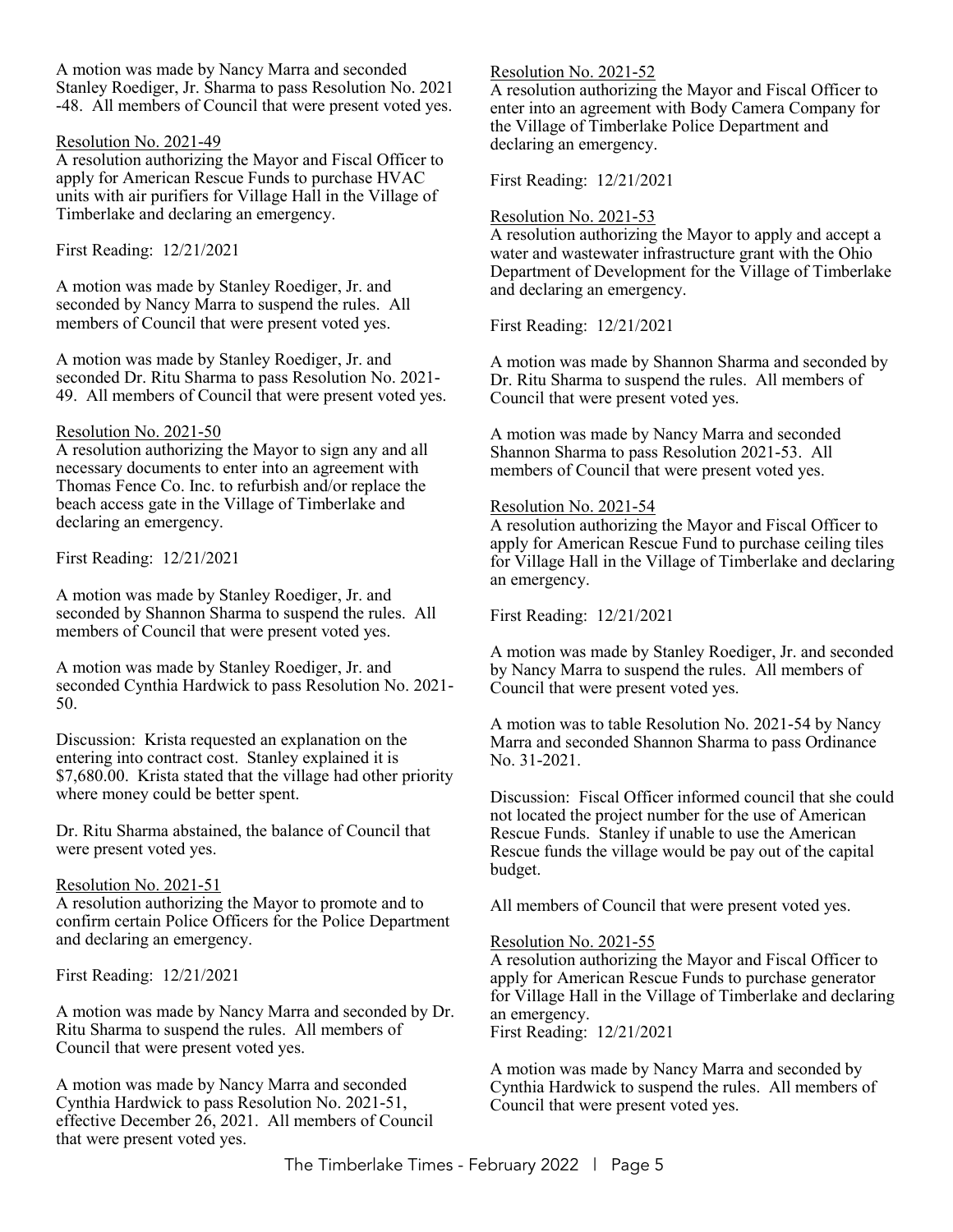A motion was made by Nancy Marra and seconded Stanley Roediger, Jr. Sharma to pass Resolution No. 2021 -48. All members of Council that were present voted yes.

Resolution No. 2021-49

A resolution authorizing the Mayor and Fiscal Officer to apply for American Rescue Funds to purchase HVAC units with air purifiers for Village Hall in the Village of Timberlake and declaring an emergency.

First Reading: 12/21/2021

A motion was made by Stanley Roediger, Jr. and seconded by Nancy Marra to suspend the rules. All members of Council that were present voted yes.

A motion was made by Stanley Roediger, Jr. and seconded Dr. Ritu Sharma to pass Resolution No. 2021-49. All members of Council that were present voted yes.

Resolution No. 2021-50

A resolution authorizing the Mayor to sign any and all necessary documents to enter into an agreement with Thomas Fence Co. Inc. to refurbish and/or replace the beach access gate in the Village of Timberlake and declaring an emergency.

First Reading: 12/21/2021

A motion was made by Stanley Roediger, Jr. and seconded by Shannon Sharma to suspend the rules. All members of Council that were present voted yes.

A motion was made by Stanley Roediger, Jr. and seconded Cynthia Hardwick to pass Resolution No. 2021-50.

Discussion: Krista requested an explanation on the entering into contract cost. Stanley explained it is $7,680.00. Krista stated that the village had other priority where money could be better spent.

Dr. Ritu Sharma abstained, the balance of Council that were present voted yes.

Resolution No. 2021-51

A resolution authorizing the Mayor to promote and to confirm certain Police Officers for the Police Department and declaring an emergency.

First Reading: 12/21/2021

A motion was made by Nancy Marra and seconded by Dr. Ritu Sharma to suspend the rules. All members of Council that were present voted yes.

A motion was made by Nancy Marra and seconded Cynthia Hardwick to pass Resolution No. 2021-51, effective December 26, 2021. All members of Council that were present voted yes.

Resolution No. 2021-52

A resolution authorizing the Mayor and Fiscal Officer to enter into an agreement with Body Camera Company for the Village of Timberlake Police Department and declaring an emergency.

First Reading: 12/21/2021

Resolution No. 2021-53

A resolution authorizing the Mayor to apply and accept a water and wastewater infrastructure grant with the Ohio Department of Development for the Village of Timberlake and declaring an emergency.

First Reading: 12/21/2021

A motion was made by Shannon Sharma and seconded by Dr. Ritu Sharma to suspend the rules. All members of Council that were present voted yes.

A motion was made by Nancy Marra and seconded Shannon Sharma to pass Resolution 2021-53. All members of Council that were present voted yes.

Resolution No. 2021-54

A resolution authorizing the Mayor and Fiscal Officer to apply for American Rescue Fund to purchase ceiling tiles for Village Hall in the Village of Timberlake and declaring an emergency.

First Reading: 12/21/2021

A motion was made by Stanley Roediger, Jr. and seconded by Nancy Marra to suspend the rules. All members of Council that were present voted yes.

A motion was to table Resolution No. 2021-54 by Nancy Marra and seconded Shannon Sharma to pass Ordinance No. 31-2021.

Discussion: Fiscal Officer informed council that she could not located the project number for the use of American Rescue Funds. Stanley if unable to use the American Rescue funds the village would be pay out of the capital budget.

All members of Council that were present voted yes.

Resolution No. 2021-55

A resolution authorizing the Mayor and Fiscal Officer to apply for American Rescue Funds to purchase generator for Village Hall in the Village of Timberlake and declaring an emergency.

First Reading: 12/21/2021

A motion was made by Nancy Marra and seconded by Cynthia Hardwick to suspend the rules. All members of Council that were present voted yes.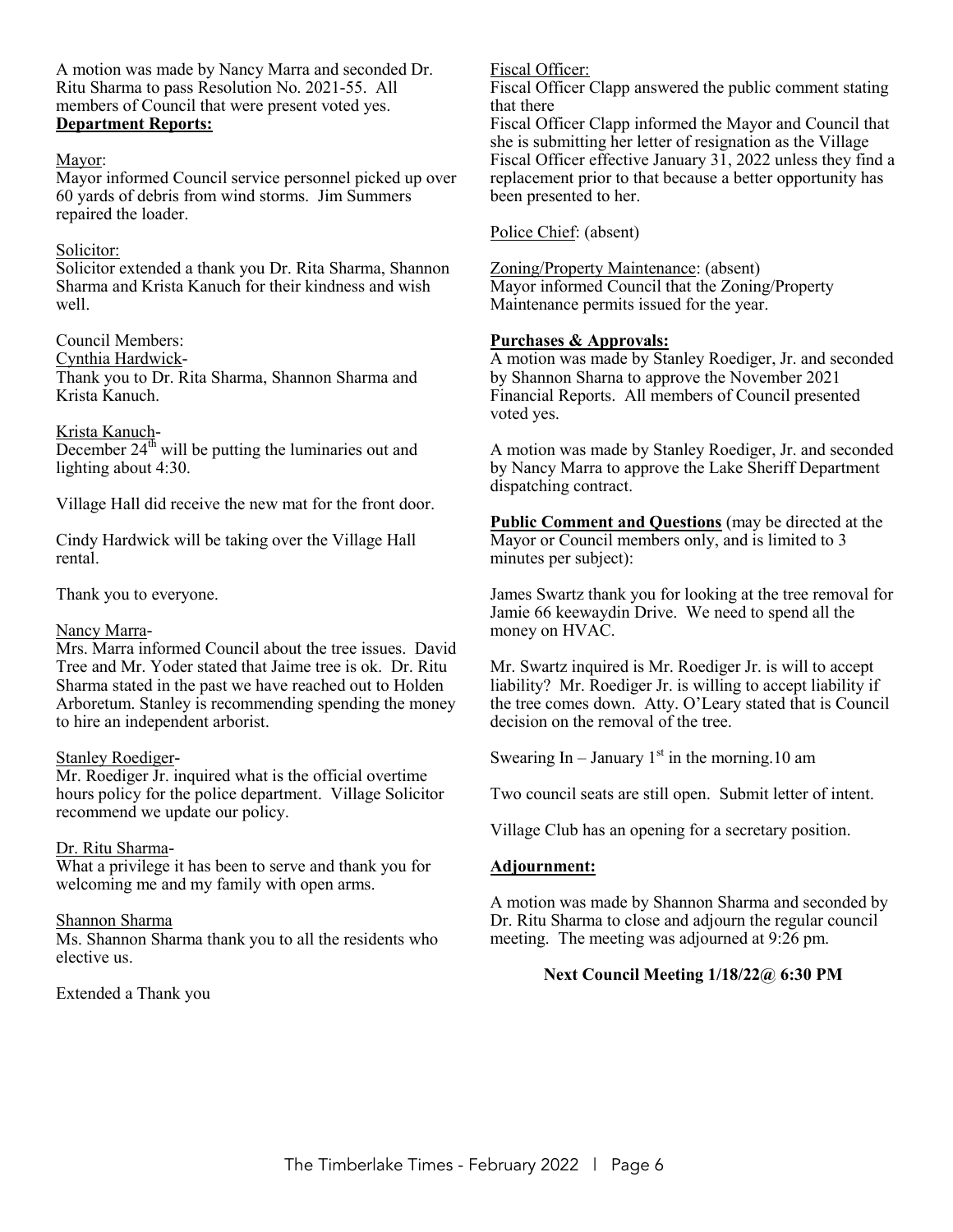A motion was made by Nancy Marra and seconded Dr. Ritu Sharma to pass Resolution No. 2021-55. All members of Council that were present voted yes.

**Department Reports:**

Mayor:

Mayor informed Council service personnel picked up over 60 yards of debris from wind storms. Jim Summers repaired the loader.

Solicitor:

Solicitor extended a thank you Dr. Rita Sharma, Shannon Sharma and Krista Kanuch for their kindness and wish well.

Council Members:

Cynthia Hardwick-

Thank you to Dr. Rita Sharma, Shannon Sharma and Krista Kanuch.

Krista Kanuch-

December 24th will be putting the luminaries out and lighting about 4:30.

Village Hall did receive the new mat for the front door.

Cindy Hardwick will be taking over the Village Hall rental.

Thank you to everyone.

Nancy Marra-

Mrs. Marra informed Council about the tree issues. David Tree and Mr. Yoder stated that Jaime tree is ok. Dr. Ritu Sharma stated in the past we have reached out to Holden Arboretum. Stanley is recommending spending the money to hire an independent arborist.

Stanley Roediger-

Mr. Roediger Jr. inquired what is the official overtime hours policy for the police department. Village Solicitor recommend we update our policy.

Dr. Ritu Sharma-

What a privilege it has been to serve and thank you for welcoming me and my family with open arms.

Shannon Sharma

Ms. Shannon Sharma thank you to all the residents who elective us.

Extended a Thank you

Fiscal Officer:

Fiscal Officer Clapp answered the public comment stating that there

Fiscal Officer Clapp informed the Mayor and Council that she is submitting her letter of resignation as the Village Fiscal Officer effective January 31, 2022 unless they find a replacement prior to that because a better opportunity has been presented to her.

Police Chief: (absent)

Zoning/Property Maintenance: (absent)

Mayor informed Council that the Zoning/Property Maintenance permits issued for the year.

**Purchases & Approvals:**

A motion was made by Stanley Roediger, Jr. and seconded by Shannon Sharna to approve the November 2021 Financial Reports. All members of Council presented voted yes.

A motion was made by Stanley Roediger, Jr. and seconded by Nancy Marra to approve the Lake Sheriff Department dispatching contract.

**Public Comment and Questions** (may be directed at the Mayor or Council members only, and is limited to 3 minutes per subject):

James Swartz thank you for looking at the tree removal for Jamie 66 keewaydin Drive. We need to spend all the money on HVAC.

Mr. Swartz inquired is Mr. Roediger Jr. is will to accept liability? Mr. Roediger Jr. is willing to accept liability if the tree comes down. Atty. O'Leary stated that is Council decision on the removal of the tree.

Swearing In – January 1st in the morning.10 am

Two council seats are still open. Submit letter of intent.

Village Club has an opening for a secretary position.

**Adjournment:**

A motion was made by Shannon Sharma and seconded by Dr. Ritu Sharma to close and adjourn the regular council meeting. The meeting was adjourned at 9:26 pm.

**Next Council Meeting 1/18/22@ 6:30 PM**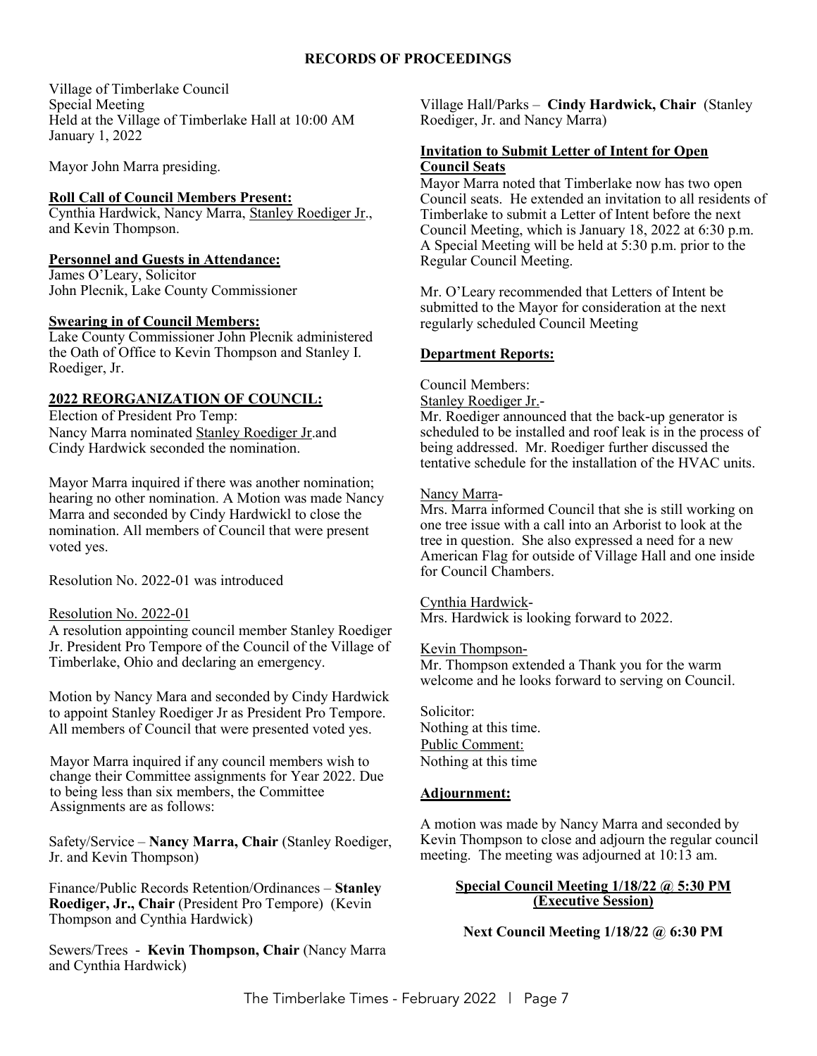# RECORDS OF PROCEEDINGS

Village of Timberlake Council
Special Meeting
Held at the Village of Timberlake Hall at 10:00 AM
January 1, 2022

Mayor John Marra presiding.

**Roll Call of Council Members Present:**
Cynthia Hardwick, Nancy Marra, Stanley Roediger Jr., and Kevin Thompson.

**Personnel and Guests in Attendance:**
James O'Leary, Solicitor
John Plecnik, Lake County Commissioner

**Swearing in of Council Members:**
Lake County Commissioner John Plecnik administered the Oath of Office to Kevin Thompson and Stanley I. Roediger, Jr.

**2022 REORGANIZATION OF COUNCIL:**
Election of President Pro Temp:
Nancy Marra nominated Stanley Roediger Jr.and Cindy Hardwick seconded the nomination.

Mayor Marra inquired if there was another nomination; hearing no other nomination. A Motion was made Nancy Marra and seconded by Cindy Hardwickl to close the nomination. All members of Council that were present voted yes.

Resolution No. 2022-01 was introduced

Resolution No. 2022-01
A resolution appointing council member Stanley Roediger Jr. President Pro Tempore of the Council of the Village of Timberlake, Ohio and declaring an emergency.

Motion by Nancy Mara and seconded by Cindy Hardwick to appoint Stanley Roediger Jr as President Pro Tempore. All members of Council that were presented voted yes.

Mayor Marra inquired if any council members wish to change their Committee assignments for Year 2022. Due to being less than six members, the Committee Assignments are as follows:

Safety/Service – **Nancy Marra, Chair** (Stanley Roediger, Jr. and Kevin Thompson)

Finance/Public Records Retention/Ordinances – **Stanley Roediger, Jr., Chair** (President Pro Tempore) (Kevin Thompson and Cynthia Hardwick)

Sewers/Trees - **Kevin Thompson, Chair** (Nancy Marra and Cynthia Hardwick)

Village Hall/Parks – **Cindy Hardwick, Chair** (Stanley Roediger, Jr. and Nancy Marra)

**Invitation to Submit Letter of Intent for Open Council Seats**
Mayor Marra noted that Timberlake now has two open Council seats. He extended an invitation to all residents of Timberlake to submit a Letter of Intent before the next Council Meeting, which is January 18, 2022 at 6:30 p.m. A Special Meeting will be held at 5:30 p.m. prior to the Regular Council Meeting.

Mr. O'Leary recommended that Letters of Intent be submitted to the Mayor for consideration at the next regularly scheduled Council Meeting

**Department Reports:**

Council Members:
Stanley Roediger Jr.-
Mr. Roediger announced that the back-up generator is scheduled to be installed and roof leak is in the process of being addressed. Mr. Roediger further discussed the tentative schedule for the installation of the HVAC units.

Nancy Marra-
Mrs. Marra informed Council that she is still working on one tree issue with a call into an Arborist to look at the tree in question. She also expressed a need for a new American Flag for outside of Village Hall and one inside for Council Chambers.

Cynthia Hardwick-
Mrs. Hardwick is looking forward to 2022.

Kevin Thompson-
Mr. Thompson extended a Thank you for the warm welcome and he looks forward to serving on Council.

Solicitor:
Nothing at this time.
Public Comment:
Nothing at this time

**Adjournment:**

A motion was made by Nancy Marra and seconded by Kevin Thompson to close and adjourn the regular council meeting. The meeting was adjourned at 10:13 am.

**Special Council Meeting 1/18/22 @ 5:30 PM (Executive Session)**

**Next Council Meeting 1/18/22 @ 6:30 PM**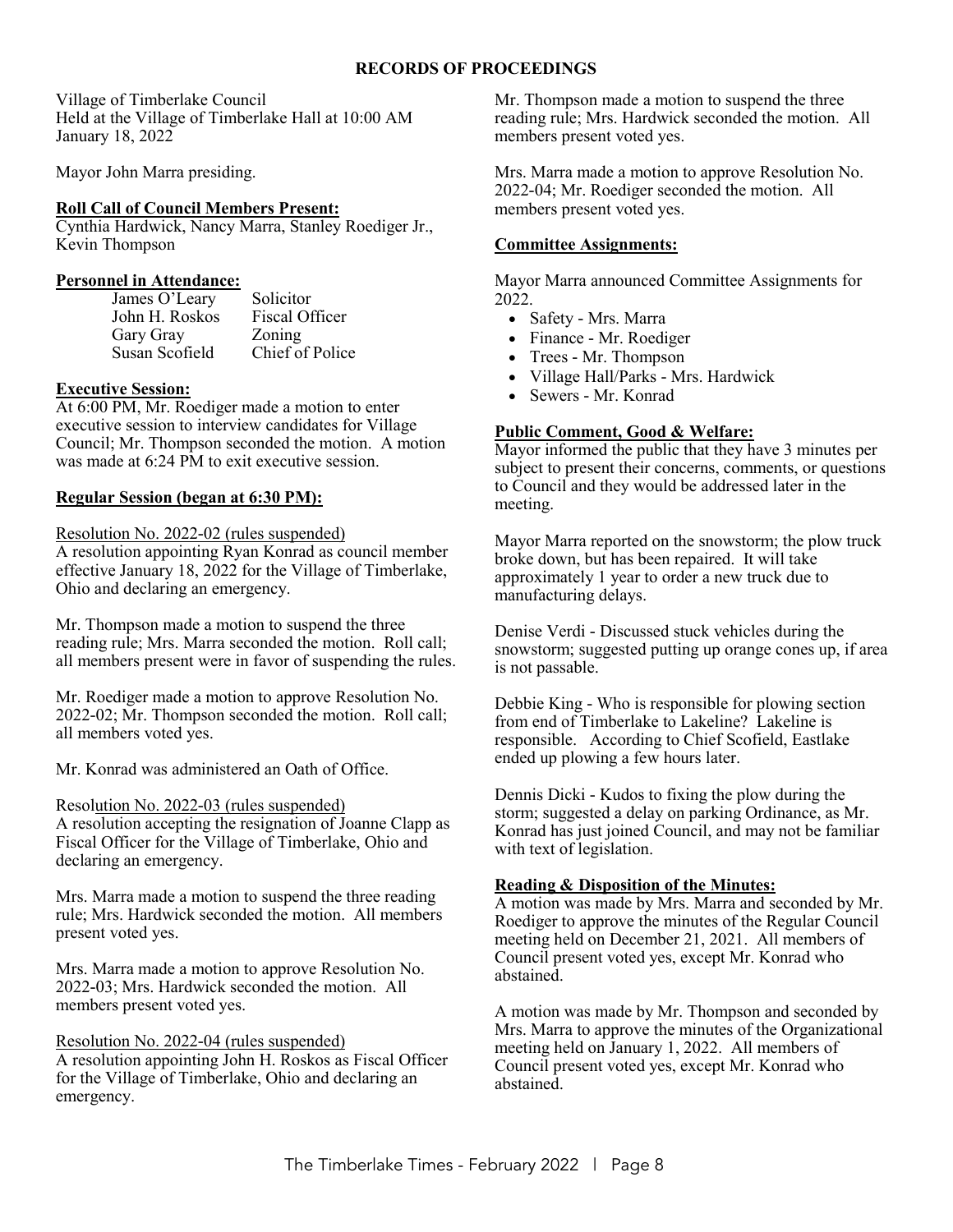## RECORDS OF PROCEEDINGS

Village of Timberlake Council
Held at the Village of Timberlake Hall at 10:00 AM
January 18, 2022

Mayor John Marra presiding.

**Roll Call of Council Members Present:**
Cynthia Hardwick, Nancy Marra, Stanley Roediger Jr., Kevin Thompson

**Personnel in Attendance:**

| | |
|---|---|
| James O'Leary | Solicitor |
| John H. Roskos | Fiscal Officer |
| Gary Gray | Zoning |
| Susan Scofield | Chief of Police |

**Executive Session:**
At 6:00 PM, Mr. Roediger made a motion to enter executive session to interview candidates for Village Council; Mr. Thompson seconded the motion. A motion was made at 6:24 PM to exit executive session.

**Regular Session (began at 6:30 PM):**

Resolution No. 2022-02 (rules suspended)
A resolution appointing Ryan Konrad as council member effective January 18, 2022 for the Village of Timberlake, Ohio and declaring an emergency.

Mr. Thompson made a motion to suspend the three reading rule; Mrs. Marra seconded the motion. Roll call; all members present were in favor of suspending the rules.

Mr. Roediger made a motion to approve Resolution No. 2022-02; Mr. Thompson seconded the motion. Roll call; all members voted yes.

Mr. Konrad was administered an Oath of Office.

Resolution No. 2022-03 (rules suspended)
A resolution accepting the resignation of Joanne Clapp as Fiscal Officer for the Village of Timberlake, Ohio and declaring an emergency.

Mrs. Marra made a motion to suspend the three reading rule; Mrs. Hardwick seconded the motion. All members present voted yes.

Mrs. Marra made a motion to approve Resolution No. 2022-03; Mrs. Hardwick seconded the motion. All members present voted yes.

Resolution No. 2022-04 (rules suspended)
A resolution appointing John H. Roskos as Fiscal Officer for the Village of Timberlake, Ohio and declaring an emergency.

Mr. Thompson made a motion to suspend the three reading rule; Mrs. Hardwick seconded the motion. All members present voted yes.

Mrs. Marra made a motion to approve Resolution No. 2022-04; Mr. Roediger seconded the motion. All members present voted yes.

**Committee Assignments:**

Mayor Marra announced Committee Assignments for 2022.

- Safety - Mrs. Marra
- Finance - Mr. Roediger
- Trees - Mr. Thompson
- Village Hall/Parks - Mrs. Hardwick
- Sewers - Mr. Konrad

**Public Comment, Good & Welfare:**
Mayor informed the public that they have 3 minutes per subject to present their concerns, comments, or questions to Council and they would be addressed later in the meeting.

Mayor Marra reported on the snowstorm; the plow truck broke down, but has been repaired. It will take approximately 1 year to order a new truck due to manufacturing delays.

Denise Verdi - Discussed stuck vehicles during the snowstorm; suggested putting up orange cones up, if area is not passable.

Debbie King - Who is responsible for plowing section from end of Timberlake to Lakeline? Lakeline is responsible. According to Chief Scofield, Eastlake ended up plowing a few hours later.

Dennis Dicki - Kudos to fixing the plow during the storm; suggested a delay on parking Ordinance, as Mr. Konrad has just joined Council, and may not be familiar with text of legislation.

**Reading & Disposition of the Minutes:**
A motion was made by Mrs. Marra and seconded by Mr. Roediger to approve the minutes of the Regular Council meeting held on December 21, 2021. All members of Council present voted yes, except Mr. Konrad who abstained.

A motion was made by Mr. Thompson and seconded by Mrs. Marra to approve the minutes of the Organizational meeting held on January 1, 2022. All members of Council present voted yes, except Mr. Konrad who abstained.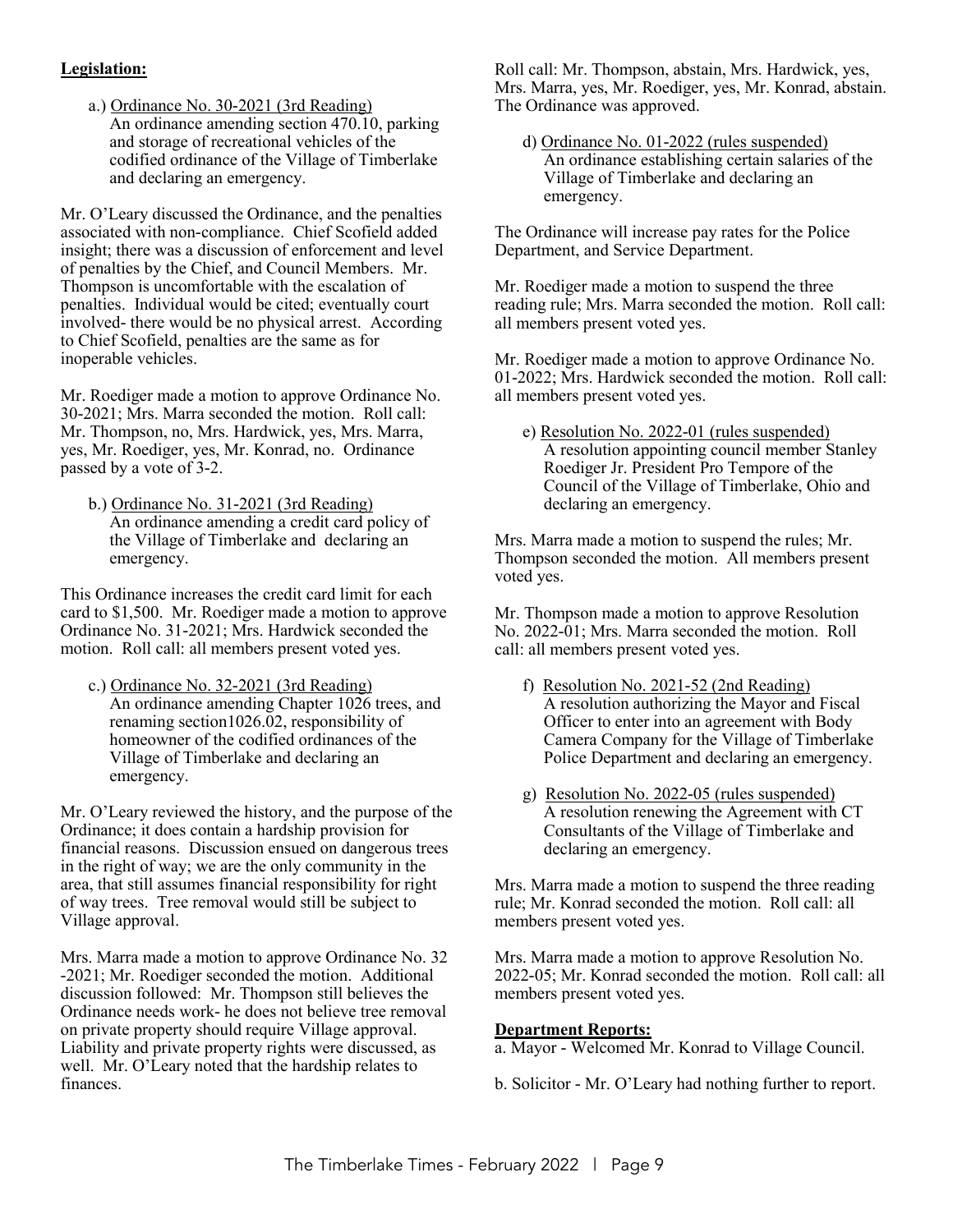**Legislation:**

a.) Ordinance No. 30-2021 (3rd Reading)
An ordinance amending section 470.10, parking and storage of recreational vehicles of the codified ordinance of the Village of Timberlake and declaring an emergency.

Mr. O'Leary discussed the Ordinance, and the penalties associated with non-compliance. Chief Scofield added insight; there was a discussion of enforcement and level of penalties by the Chief, and Council Members. Mr. Thompson is uncomfortable with the escalation of penalties. Individual would be cited; eventually court involved- there would be no physical arrest. According to Chief Scofield, penalties are the same as for inoperable vehicles.

Mr. Roediger made a motion to approve Ordinance No. 30-2021; Mrs. Marra seconded the motion. Roll call: Mr. Thompson, no, Mrs. Hardwick, yes, Mrs. Marra, yes, Mr. Roediger, yes, Mr. Konrad, no. Ordinance passed by a vote of 3-2.

b.) Ordinance No. 31-2021 (3rd Reading)
An ordinance amending a credit card policy of the Village of Timberlake and declaring an emergency.

This Ordinance increases the credit card limit for each card to $1,500. Mr. Roediger made a motion to approve Ordinance No. 31-2021; Mrs. Hardwick seconded the motion. Roll call: all members present voted yes.

c.) Ordinance No. 32-2021 (3rd Reading)
An ordinance amending Chapter 1026 trees, and renaming section1026.02, responsibility of homeowner of the codified ordinances of the Village of Timberlake and declaring an emergency.

Mr. O'Leary reviewed the history, and the purpose of the Ordinance; it does contain a hardship provision for financial reasons. Discussion ensued on dangerous trees in the right of way; we are the only community in the area, that still assumes financial responsibility for right of way trees. Tree removal would still be subject to Village approval.

Mrs. Marra made a motion to approve Ordinance No. 32 -2021; Mr. Roediger seconded the motion. Additional discussion followed: Mr. Thompson still believes the Ordinance needs work- he does not believe tree removal on private property should require Village approval. Liability and private property rights were discussed, as well. Mr. O'Leary noted that the hardship relates to finances.

Roll call: Mr. Thompson, abstain, Mrs. Hardwick, yes, Mrs. Marra, yes, Mr. Roediger, yes, Mr. Konrad, abstain. The Ordinance was approved.

d) Ordinance No. 01-2022 (rules suspended)
An ordinance establishing certain salaries of the Village of Timberlake and declaring an emergency.

The Ordinance will increase pay rates for the Police Department, and Service Department.

Mr. Roediger made a motion to suspend the three reading rule; Mrs. Marra seconded the motion. Roll call: all members present voted yes.

Mr. Roediger made a motion to approve Ordinance No. 01-2022; Mrs. Hardwick seconded the motion. Roll call: all members present voted yes.

e) Resolution No. 2022-01 (rules suspended)
A resolution appointing council member Stanley Roediger Jr. President Pro Tempore of the Council of the Village of Timberlake, Ohio and declaring an emergency.

Mrs. Marra made a motion to suspend the rules; Mr. Thompson seconded the motion. All members present voted yes.

Mr. Thompson made a motion to approve Resolution No. 2022-01; Mrs. Marra seconded the motion. Roll call: all members present voted yes.

f) Resolution No. 2021-52 (2nd Reading)
A resolution authorizing the Mayor and Fiscal Officer to enter into an agreement with Body Camera Company for the Village of Timberlake Police Department and declaring an emergency.

g) Resolution No. 2022-05 (rules suspended)
A resolution renewing the Agreement with CT Consultants of the Village of Timberlake and declaring an emergency.

Mrs. Marra made a motion to suspend the three reading rule; Mr. Konrad seconded the motion. Roll call: all members present voted yes.

Mrs. Marra made a motion to approve Resolution No. 2022-05; Mr. Konrad seconded the motion. Roll call: all members present voted yes.

**Department Reports:**

a. Mayor - Welcomed Mr. Konrad to Village Council.

b. Solicitor - Mr. O'Leary had nothing further to report.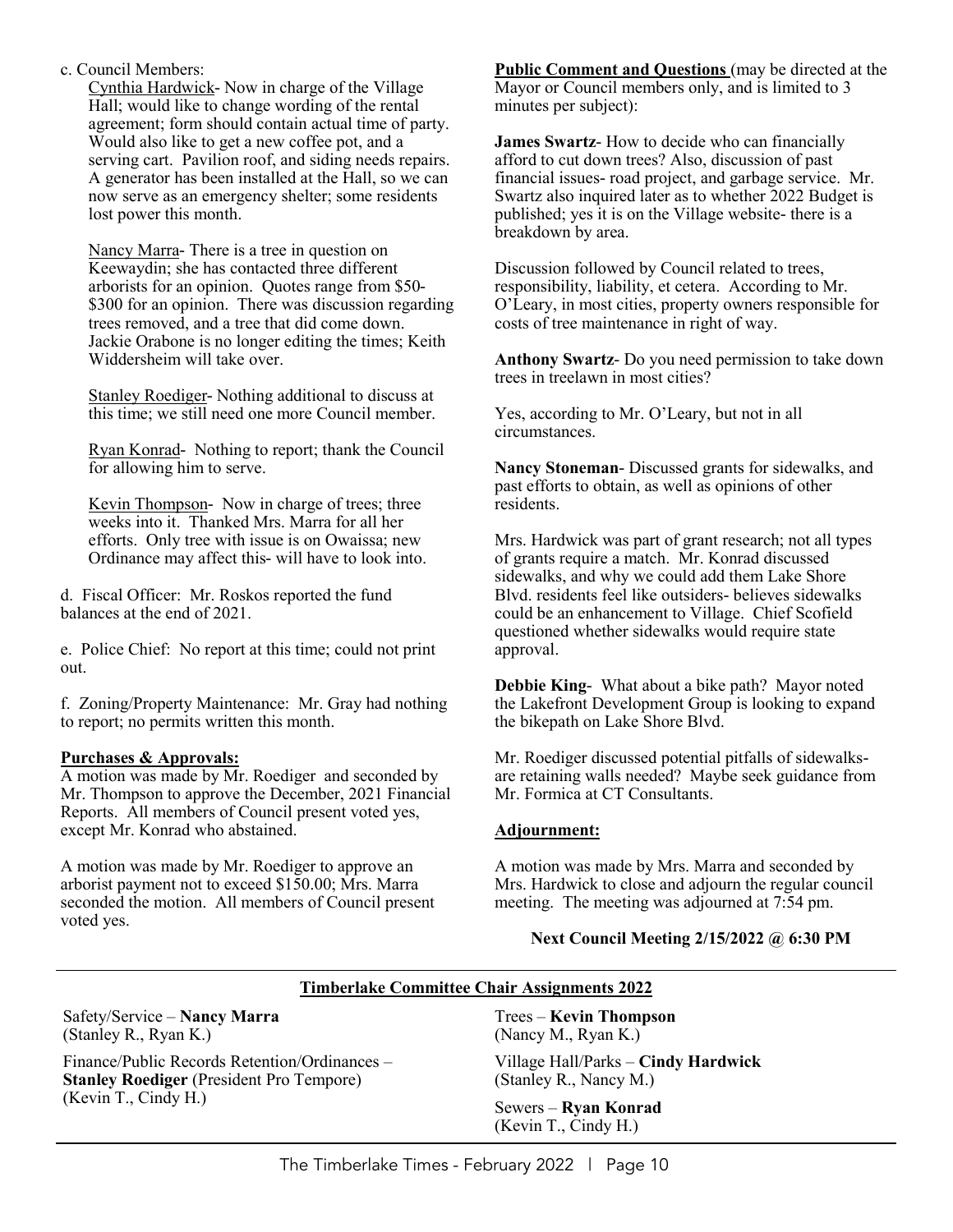c. Council Members:

Cynthia Hardwick- Now in charge of the Village Hall; would like to change wording of the rental agreement; form should contain actual time of party. Would also like to get a new coffee pot, and a serving cart. Pavilion roof, and siding needs repairs. A generator has been installed at the Hall, so we can now serve as an emergency shelter; some residents lost power this month.

Nancy Marra- There is a tree in question on Keewaydin; she has contacted three different arborists for an opinion. Quotes range from $50-$300 for an opinion. There was discussion regarding trees removed, and a tree that did come down. Jackie Orabone is no longer editing the times; Keith Widdersheim will take over.

Stanley Roediger- Nothing additional to discuss at this time; we still need one more Council member.

Ryan Konrad- Nothing to report; thank the Council for allowing him to serve.

Kevin Thompson- Now in charge of trees; three weeks into it. Thanked Mrs. Marra for all her efforts. Only tree with issue is on Owaissa; new Ordinance may affect this- will have to look into.

d. Fiscal Officer: Mr. Roskos reported the fund balances at the end of 2021.

e. Police Chief: No report at this time; could not print out.

f. Zoning/Property Maintenance: Mr. Gray had nothing to report; no permits written this month.

**Purchases & Approvals:**

A motion was made by Mr. Roediger and seconded by Mr. Thompson to approve the December, 2021 Financial Reports. All members of Council present voted yes, except Mr. Konrad who abstained.

A motion was made by Mr. Roediger to approve an arborist payment not to exceed $150.00; Mrs. Marra seconded the motion. All members of Council present voted yes.

**Public Comment and Questions** (may be directed at the Mayor or Council members only, and is limited to 3 minutes per subject):

**James Swartz**- How to decide who can financially afford to cut down trees? Also, discussion of past financial issues- road project, and garbage service. Mr. Swartz also inquired later as to whether 2022 Budget is published; yes it is on the Village website- there is a breakdown by area.

Discussion followed by Council related to trees, responsibility, liability, et cetera. According to Mr. O'Leary, in most cities, property owners responsible for costs of tree maintenance in right of way.

**Anthony Swartz**- Do you need permission to take down trees in treelawn in most cities?

Yes, according to Mr. O'Leary, but not in all circumstances.

**Nancy Stoneman**- Discussed grants for sidewalks, and past efforts to obtain, as well as opinions of other residents.

Mrs. Hardwick was part of grant research; not all types of grants require a match. Mr. Konrad discussed sidewalks, and why we could add them Lake Shore Blvd. residents feel like outsiders- believes sidewalks could be an enhancement to Village. Chief Scofield questioned whether sidewalks would require state approval.

**Debbie King**- What about a bike path? Mayor noted the Lakefront Development Group is looking to expand the bikepath on Lake Shore Blvd.

Mr. Roediger discussed potential pitfalls of sidewalks- are retaining walls needed? Maybe seek guidance from Mr. Formica at CT Consultants.

**Adjournment:**

A motion was made by Mrs. Marra and seconded by Mrs. Hardwick to close and adjourn the regular council meeting. The meeting was adjourned at 7:54 pm.

**Next Council Meeting 2/15/2022 @ 6:30 PM**

---

**Timberlake Committee Chair Assignments 2022**

Safety/Service – **Nancy Marra**
(Stanley R., Ryan K.)

Finance/Public Records Retention/Ordinances – **Stanley Roediger** (President Pro Tempore)
(Kevin T., Cindy H.)

Trees – **Kevin Thompson**
(Nancy M., Ryan K.)

Village Hall/Parks – **Cindy Hardwick**
(Stanley R., Nancy M.)

Sewers – **Ryan Konrad**
(Kevin T., Cindy H.)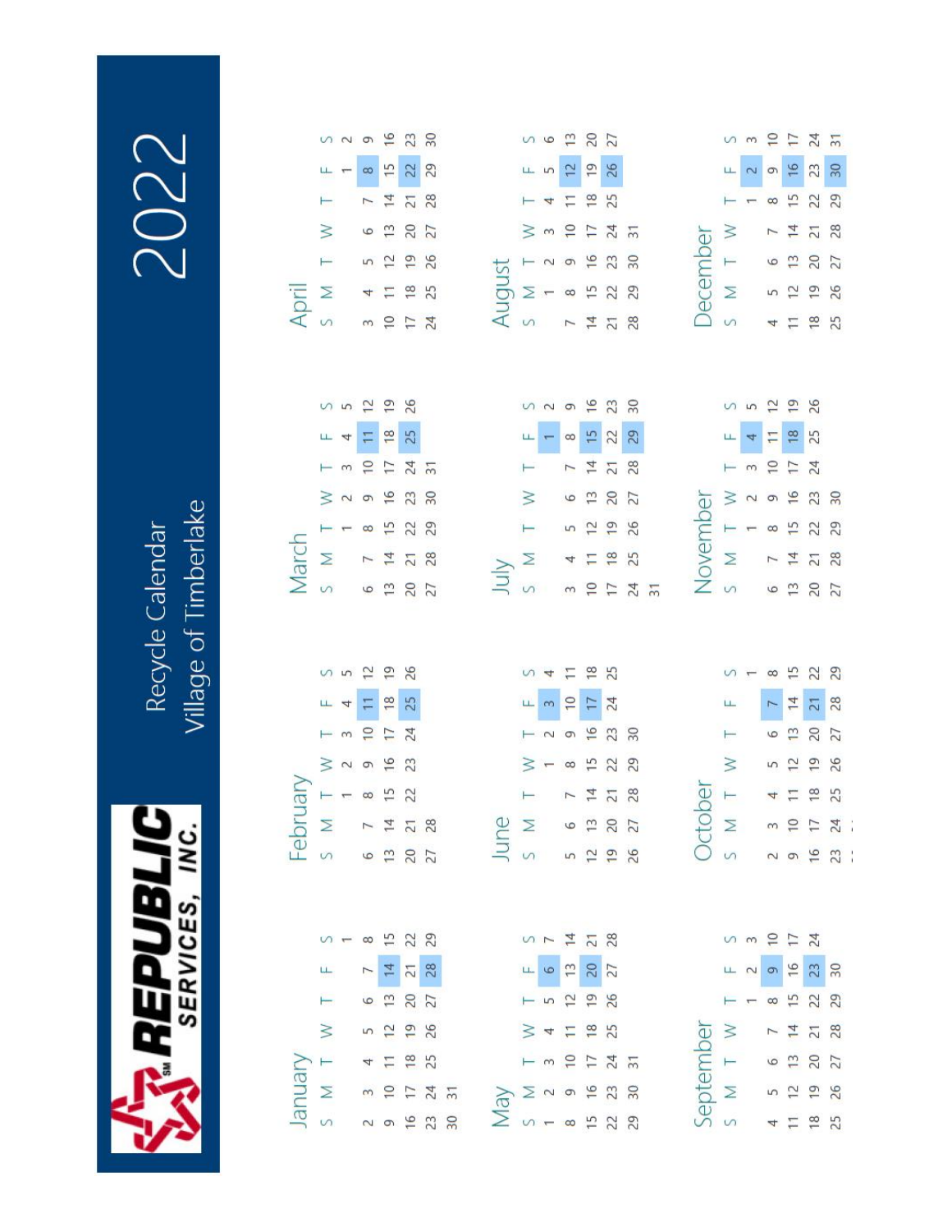REPUBLIC SERVICES, INC.

# Recycle Calendar

## Village of Timberlake

# 2022

### January

| S | M | T | W | T | F | S |
|---|---|---|---|---|---|---|
| | | | | | | 1 |
| 2 | 3 | 4 | 5 | 6 | 7 | 8 |
| 9 | 10 | 11 | 12 | 13 | **14** | 15 |
| 16 | 17 | 18 | 19 | 20 | 21 | 22 |
| 23 | 24 | 25 | 26 | 27 | **28** | 29 |
| 30 | 31 | | | | | |

### February

| S | M | T | W | T | F | S |
|---|---|---|---|---|---|---|
| | | 1 | 2 | 3 | 4 | 5 |
| 6 | 7 | 8 | 9 | 10 | **11** | 12 |
| 13 | 14 | 15 | 16 | 17 | 18 | 19 |
| 20 | 21 | 22 | 23 | 24 | **25** | 26 |
| 27 | 28 | | | | | |

### March

| S | M | T | W | T | F | S |
|---|---|---|---|---|---|---|
| | | 1 | 2 | 3 | 4 | 5 |
| 6 | 7 | 8 | 9 | 10 | **11** | 12 |
| 13 | 14 | 15 | 16 | 17 | 18 | 19 |
| 20 | 21 | 22 | 23 | 24 | **25** | 26 |
| 27 | 28 | 29 | 30 | 31 | | |

### April

| S | M | T | W | T | F | S |
|---|---|---|---|---|---|---|
| | | | | | 1 | 2 |
| 3 | 4 | 5 | 6 | 7 | **8** | 9 |
| 10 | 11 | 12 | 13 | 14 | 15 | 16 |
| 17 | 18 | 19 | 20 | 21 | **22** | 23 |
| 24 | 25 | 26 | 27 | 28 | 29 | 30 |

### May

| S | M | T | W | T | F | S |
|---|---|---|---|---|---|---|
| 1 | 2 | 3 | 4 | 5 | **6** | 7 |
| 8 | 9 | 10 | 11 | 12 | 13 | 14 |
| 15 | 16 | 17 | 18 | 19 | **20** | 21 |
| 22 | 23 | 24 | 25 | 26 | 27 | 28 |
| 29 | 30 | 31 | | | | |

### June

| S | M | T | W | T | F | S |
|---|---|---|---|---|---|---|
| | | | 1 | 2 | **3** | 4 |
| 5 | 6 | 7 | 8 | 9 | 10 | 11 |
| 12 | 13 | 14 | 15 | 16 | **17** | 18 |
| 19 | 20 | 21 | 22 | 23 | 24 | 25 |
| 26 | 27 | 28 | 29 | 30 | | |

### July

| S | M | T | W | T | F | S |
|---|---|---|---|---|---|---|
| | | | | | **1** | 2 |
| 3 | 4 | 5 | 6 | 7 | 8 | 9 |
| 10 | 11 | 12 | 13 | 14 | **15** | 16 |
| 17 | 18 | 19 | 20 | 21 | 22 | 23 |
| 24 | 25 | 26 | 27 | 28 | **29** | 30 |
| 31 | | | | | | |

### August

| S | M | T | W | T | F | S |
|---|---|---|---|---|---|---|
| | 1 | 2 | 3 | 4 | 5 | 6 |
| 7 | 8 | 9 | 10 | 11 | **12** | 13 |
| 14 | 15 | 16 | 17 | 18 | 19 | 20 |
| 21 | 22 | 23 | 24 | 25 | **26** | 27 |
| 28 | 29 | 30 | 31 | | | |

### September

| S | M | T | W | T | F | S |
|---|---|---|---|---|---|---|
| | | | | 1 | 2 | 3 |
| 4 | 5 | 6 | 7 | 8 | **9** | 10 |
| 11 | 12 | 13 | 14 | 15 | 16 | 17 |
| 18 | 19 | 20 | 21 | 22 | **23** | 24 |
| 25 | 26 | 27 | 28 | 29 | 30 | |

### October

| S | M | T | W | T | F | S |
|---|---|---|---|---|---|---|
| | | | | | | 1 |
| 2 | 3 | 4 | 5 | 6 | **7** | 8 |
| 9 | 10 | 11 | 12 | 13 | 14 | 15 |
| 16 | 17 | 18 | 19 | 20 | **21** | 22 |
| 23 | 24 | 25 | 26 | 27 | 28 | 29 |
| 30 | 31 | | | | | |

### November

| S | M | T | W | T | F | S |
|---|---|---|---|---|---|---|
| | | 1 | 2 | 3 | **4** | 5 |
| 6 | 7 | 8 | 9 | 10 | 11 | 12 |
| 13 | 14 | 15 | 16 | 17 | **18** | 19 |
| 20 | 21 | 22 | 23 | 24 | 25 | 26 |
| 27 | 28 | 29 | 30 | | | |

### December

| S | M | T | W | T | F | S |
|---|---|---|---|---|---|---|
| | | | | 1 | **2** | 3 |
| 4 | 5 | 6 | 7 | 8 | 9 | 10 |
| 11 | 12 | 13 | 14 | 15 | **16** | 17 |
| 18 | 19 | 20 | 21 | 22 | 23 | 24 |
| 25 | 26 | 27 | 28 | 29 | **30** | 31 |